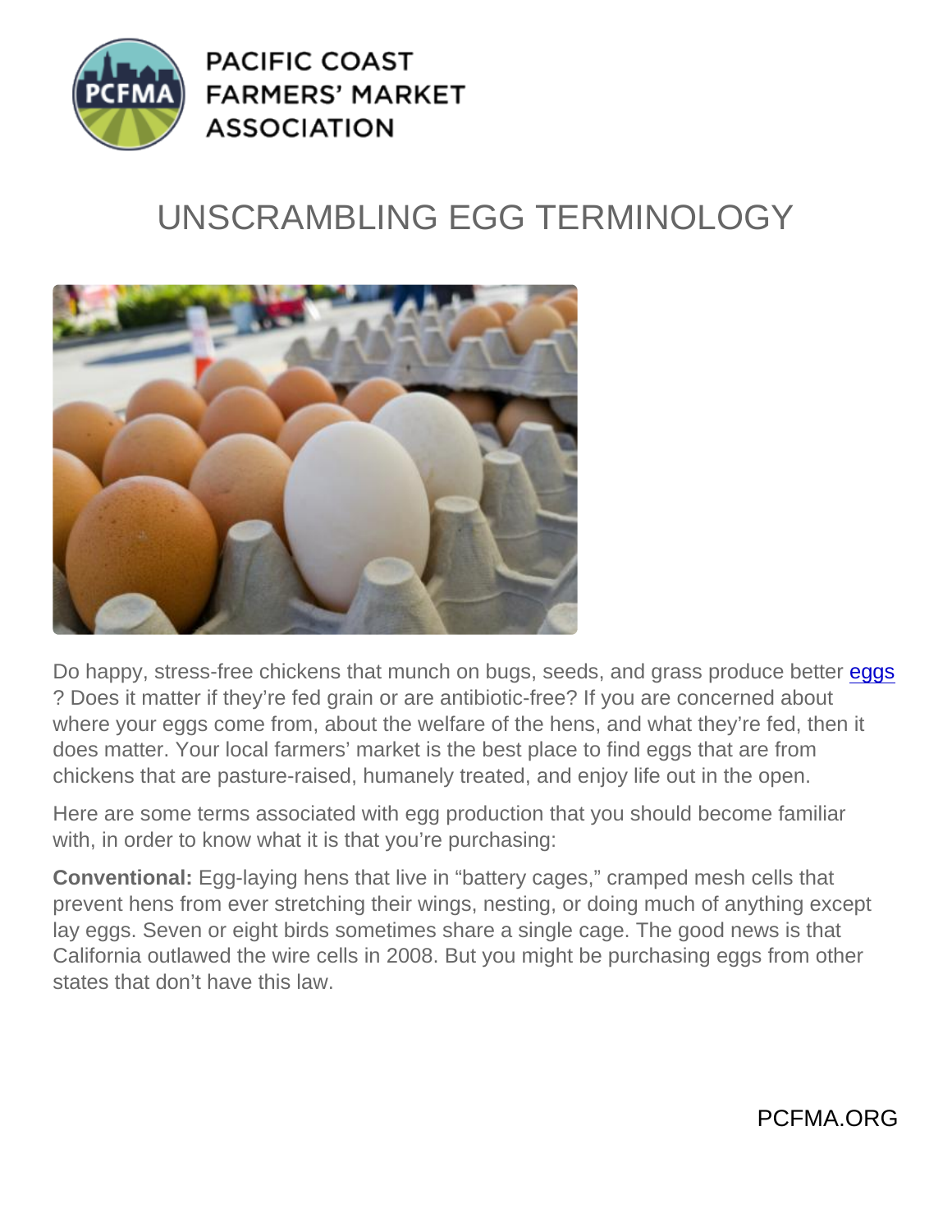PACIFIC COAST FARMERS' MARKET ASSOCIATION

# UNSCRAMBLING EGG TERMINOLOGY

Do happy, stress-free chickens that munch on bugs, seeds, and grass produce better eggs? Does it matter if they're fed grain or are antibiotic-free? If you are concerned about where your eggs come from, about the welfare of the hens, and what they're fed, then it does matter. Your local farmers' market is the best place to find eggs that are from chickens that are pasture-raised, humanely treated, and enjoy life out in the open.

Here are some terms associated with egg production that you should become familiar with, in order to know what it is that you're purchasing:

**Conventional:** Egg-laying hens that live in "battery cages," cramped mesh cells that prevent hens from ever stretching their wings, nesting, or doing much of anything except lay eggs. Seven or eight birds sometimes share a single cage. The good news is that California outlawed the wire cells in 2008. But you might be purchasing eggs from other states that don't have this law.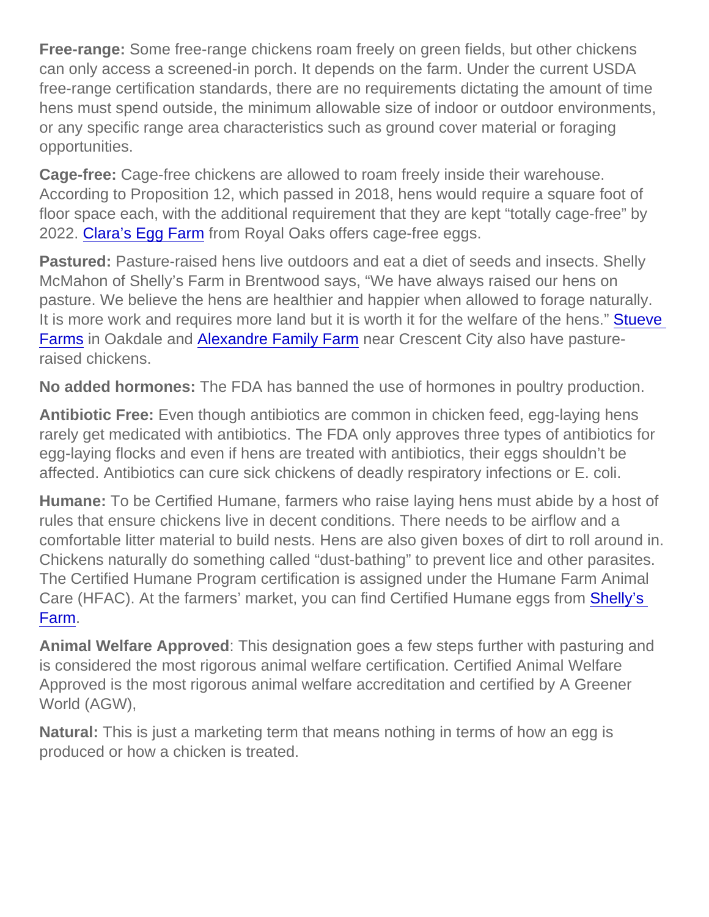**Free-range:** Some free-range chickens roam freely on green fields, but other chickens can only access a screened-in porch. It depends on the farm. Under the current USDA free-range certification standards, there are no requirements dictating the amount of time hens must spend outside, the minimum allowable size of indoor or outdoor environments, or any specific range area characteristics such as ground cover material or foraging opportunities.

**Cage-free:** Cage-free chickens are allowed to roam freely inside their warehouse. According to Proposition 12, which passed in 2018, hens would require a square foot of floor space each, with the additional requirement that they are kept "totally cage-free" by 2022. Clara's Egg Farm from Royal Oaks offers cage-free eggs.

**Pastured:** Pasture-raised hens live outdoors and eat a diet of seeds and insects. Shelly McMahon of Shelly's Farm in Brentwood says, "We have always raised our hens on pasture. We believe the hens are healthier and happier when allowed to forage naturally. It is more work and requires more land but it is worth it for the welfare of the hens." Stueve Farms in Oakdale and Alexandre Family Farm near Crescent City also have pasture-raised chickens.

**No added hormones:** The FDA has banned the use of hormones in poultry production.

**Antibiotic Free:** Even though antibiotics are common in chicken feed, egg-laying hens rarely get medicated with antibiotics. The FDA only approves three types of antibiotics for egg-laying flocks and even if hens are treated with antibiotics, their eggs shouldn't be affected. Antibiotics can cure sick chickens of deadly respiratory infections or E. coli.

**Humane:** To be Certified Humane, farmers who raise laying hens must abide by a host of rules that ensure chickens live in decent conditions. There needs to be airflow and a comfortable litter material to build nests. Hens are also given boxes of dirt to roll around in. Chickens naturally do something called "dust-bathing" to prevent lice and other parasites. The Certified Humane Program certification is assigned under the Humane Farm Animal Care (HFAC). At the farmers' market, you can find Certified Humane eggs from Shelly's Farm.

**Animal Welfare Approved**: This designation goes a few steps further with pasturing and is considered the most rigorous animal welfare certification. Certified Animal Welfare Approved is the most rigorous animal welfare accreditation and certified by A Greener World (AGW),

**Natural:** This is just a marketing term that means nothing in terms of how an egg is produced or how a chicken is treated.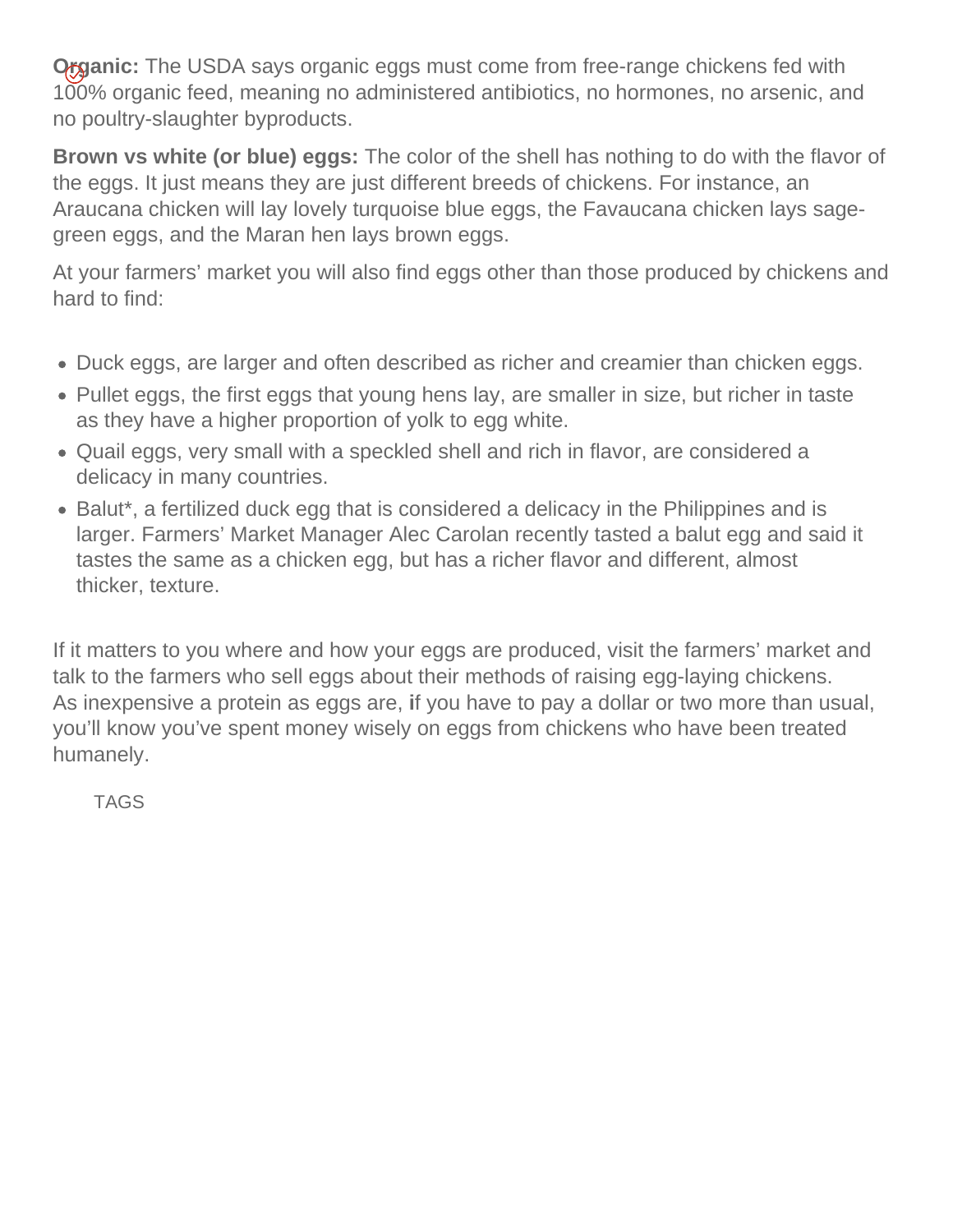**Organic:** The USDA says organic eggs must come from free-range chickens fed with 100% organic feed, meaning no administered antibiotics, no hormones, no arsenic, and no poultry-slaughter byproducts.

**Brown vs white (or blue) eggs:** The color of the shell has nothing to do with the flavor of the eggs. It just means they are just different breeds of chickens. For instance, an Araucana chicken will lay lovely turquoise blue eggs, the Favaucana chicken lays sage-green eggs, and the Maran hen lays brown eggs.

At your farmers' market you will also find eggs other than those produced by chickens and hard to find:

- Duck eggs, are larger and often described as richer and creamier than chicken eggs.
- Pullet eggs, the first eggs that young hens lay, are smaller in size, but richer in taste as they have a higher proportion of yolk to egg white.
- Quail eggs, very small with a speckled shell and rich in flavor, are considered a delicacy in many countries.
- Balut*, a fertilized duck egg that is considered a delicacy in the Philippines and is larger. Farmers' Market Manager Alec Carolan recently tasted a balut egg and said it tastes the same as a chicken egg, but has a richer flavor and different, almost thicker, texture.

If it matters to you where and how your eggs are produced, visit the farmers' market and talk to the farmers who sell eggs about their methods of raising egg-laying chickens. As inexpensive a protein as eggs are, **i**f you have to pay a dollar or two more than usual, you'll know you've spent money wisely on eggs from chickens who have been treated humanely.

TAGS